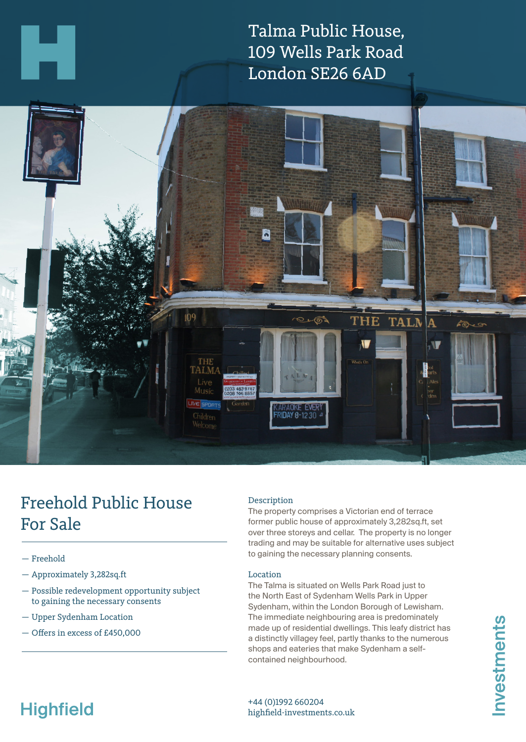# Talma Public House, 109 Wells Park Road London SE26 6AD

## Freehold Public House For Sale

- Freehold
- Approximately 3,282sq.ft
- Possible redevelopment opportunity subject to gaining the necessary consents
- Upper Sydenham Location
- Offers in excess of £450,000

### Description

The property comprises a Victorian end of terrace former public house of approximately 3,282sq.ft, set over three storeys and cellar. The property is no longer trading and may be suitable for alternative uses subject to gaining the necessary planning consents.

### Location

The Talma is situated on Wells Park Road just to the North East of Sydenham Wells Park in Upper Sydenham, within the London Borough of Lewisham. The immediate neighbouring area is predominately made up of residential dwellings. This leafy district has a distinctly villagey feel, partly thanks to the numerous shops and eateries that make Sydenham a self-contained neighbourhood.

Highfield Investments

+44 (0)1992 660204
highfield-investments.co.uk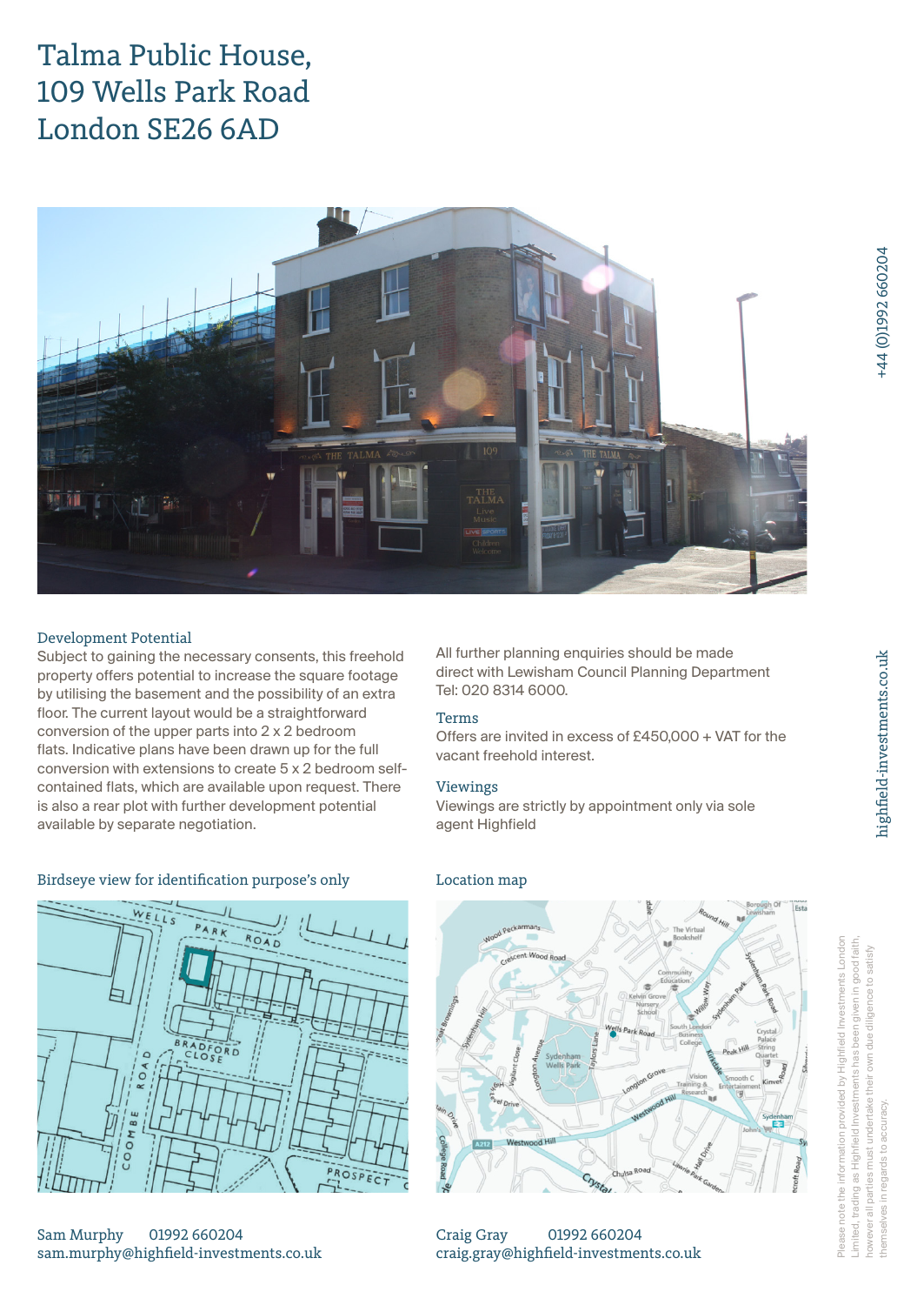# Talma Public House, 109 Wells Park Road London SE26 6AD

## Development Potential

Subject to gaining the necessary consents, this freehold property offers potential to increase the square footage by utilising the basement and the possibility of an extra floor. The current layout would be a straightforward conversion of the upper parts into 2 x 2 bedroom flats. Indicative plans have been drawn up for the full conversion with extensions to create 5 x 2 bedroom self-contained flats, which are available upon request. There is also a rear plot with further development potential available by separate negotiation.

All further planning enquiries should be made direct with Lewisham Council Planning Department Tel: 020 8314 6000.

## Terms

Offers are invited in excess of £450,000 + VAT for the vacant freehold interest.

## Viewings

Viewings are strictly by appointment only via sole agent Highfield

## Birdseye view for identification purpose's only

## Location map

Sam Murphy 01992 660204
sam.murphy@highfield-investments.co.uk

Craig Gray 01992 660204
craig.gray@highfield-investments.co.uk

+44 (0)1992 660204

highfield-investments.co.uk

Please note the information provided by Highfield Investments London Limited, trading as Highfield Investments has been given in good faith, however all parties must undertake their own due diligence to satisfy themselves in regards to accuracy.